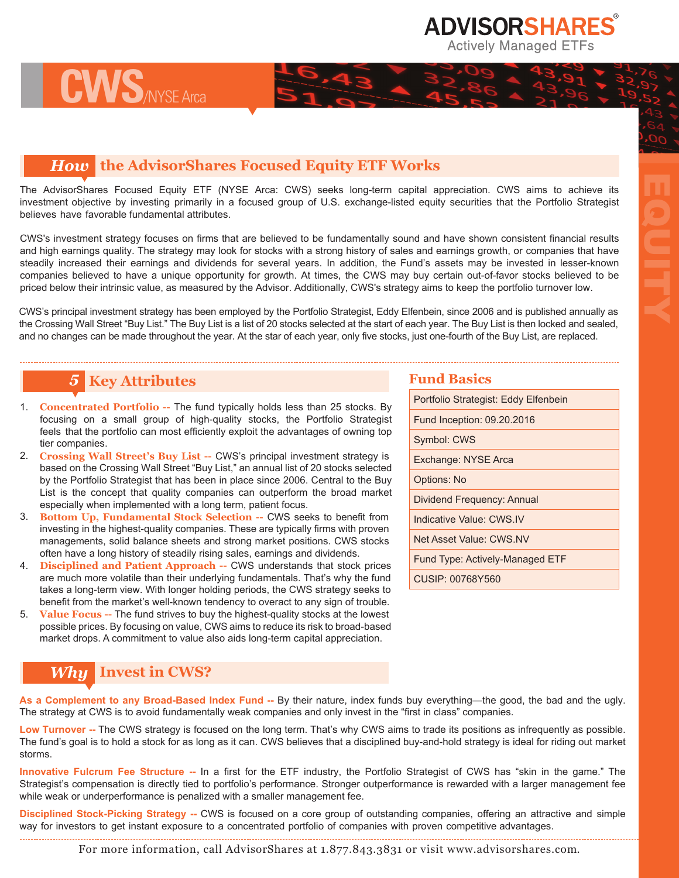# CWS /NYSE Arca

ADVISORSHARES
Actively Managed ETFs

EQUITY

## How the AdvisorShares Focused Equity ETF Works

The AdvisorShares Focused Equity ETF (NYSE Arca: CWS) seeks long-term capital appreciation. CWS aims to achieve its investment objective by investing primarily in a focused group of U.S. exchange-listed equity securities that the Portfolio Strategist believes have favorable fundamental attributes.

CWS's investment strategy focuses on firms that are believed to be fundamentally sound and have shown consistent financial results and high earnings quality. The strategy may look for stocks with a strong history of sales and earnings growth, or companies that have steadily increased their earnings and dividends for several years. In addition, the Fund's assets may be invested in lesser-known companies believed to have a unique opportunity for growth. At times, the CWS may buy certain out-of-favor stocks believed to be priced below their intrinsic value, as measured by the Advisor. Additionally, CWS's strategy aims to keep the portfolio turnover low.

CWS's principal investment strategy has been employed by the Portfolio Strategist, Eddy Elfenbein, since 2006 and is published annually as the Crossing Wall Street "Buy List." The Buy List is a list of 20 stocks selected at the start of each year. The Buy List is then locked and sealed, and no changes can be made throughout the year. At the star of each year, only five stocks, just one-fourth of the Buy List, are replaced.

## 5 Key Attributes

1. **Concentrated Portfolio --** The fund typically holds less than 25 stocks. By focusing on a small group of high-quality stocks, the Portfolio Strategist feels that the portfolio can most efficiently exploit the advantages of owning top tier companies.
2. **Crossing Wall Street's Buy List --** CWS's principal investment strategy is based on the Crossing Wall Street "Buy List," an annual list of 20 stocks selected by the Portfolio Strategist that has been in place since 2006. Central to the Buy List is the concept that quality companies can outperform the broad market especially when implemented with a long term, patient focus.
3. **Bottom Up, Fundamental Stock Selection --** CWS seeks to benefit from investing in the highest-quality companies. These are typically firms with proven managements, solid balance sheets and strong market positions. CWS stocks often have a long history of steadily rising sales, earnings and dividends.
4. **Disciplined and Patient Approach --** CWS understands that stock prices are much more volatile than their underlying fundamentals. That's why the fund takes a long-term view. With longer holding periods, the CWS strategy seeks to benefit from the market's well-known tendency to overact to any sign of trouble.
5. **Value Focus --** The fund strives to buy the highest-quality stocks at the lowest possible prices. By focusing on value, CWS aims to reduce its risk to broad-based market drops. A commitment to value also aids long-term capital appreciation.

## Fund Basics

| Fund Basics |
|---|
| Portfolio Strategist: Eddy Elfenbein |
| Fund Inception: 09.20.2016 |
| Symbol: CWS |
| Exchange: NYSE Arca |
| Options: No |
| Dividend Frequency: Annual |
| Indicative Value: CWS.IV |
| Net Asset Value: CWS.NV |
| Fund Type: Actively-Managed ETF |
| CUSIP: 00768Y560 |

## Why Invest in CWS?

**As a Complement to any Broad-Based Index Fund --** By their nature, index funds buy everything—the good, the bad and the ugly. The strategy at CWS is to avoid fundamentally weak companies and only invest in the "first in class" companies.

**Low Turnover --** The CWS strategy is focused on the long term. That's why CWS aims to trade its positions as infrequently as possible. The fund's goal is to hold a stock for as long as it can. CWS believes that a disciplined buy-and-hold strategy is ideal for riding out market storms.

**Innovative Fulcrum Fee Structure --** In a first for the ETF industry, the Portfolio Strategist of CWS has "skin in the game." The Strategist's compensation is directly tied to portfolio's performance. Stronger outperformance is rewarded with a larger management fee while weak or underperformance is penalized with a smaller management fee.

**Disciplined Stock-Picking Strategy --** CWS is focused on a core group of outstanding companies, offering an attractive and simple way for investors to get instant exposure to a concentrated portfolio of companies with proven competitive advantages.

For more information, call AdvisorShares at 1.877.843.3831 or visit www.advisorshares.com.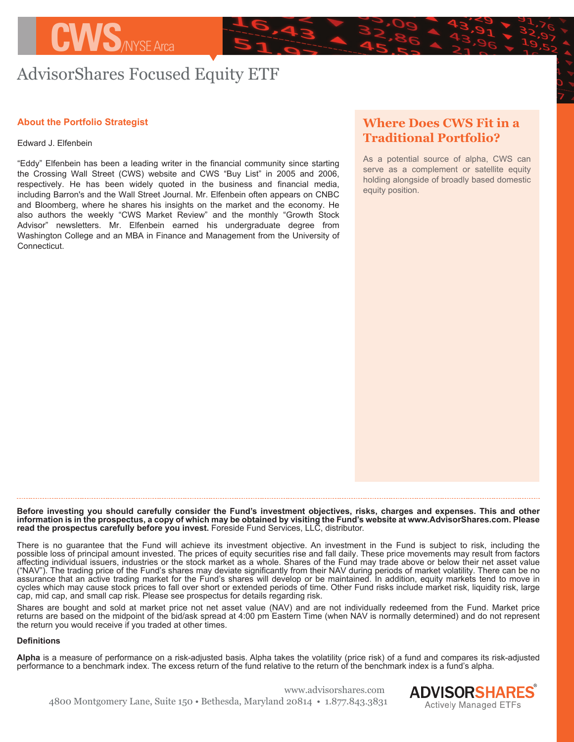# CWS/NYSE Arca

## AdvisorShares Focused Equity ETF

### About the Portfolio Strategist

Edward J. Elfenbein

"Eddy" Elfenbein has been a leading writer in the financial community since starting the Crossing Wall Street (CWS) website and CWS "Buy List" in 2005 and 2006, respectively. He has been widely quoted in the business and financial media, including Barron's and the Wall Street Journal. Mr. Elfenbein often appears on CNBC and Bloomberg, where he shares his insights on the market and the economy. He also authors the weekly "CWS Market Review" and the monthly "Growth Stock Advisor" newsletters. Mr. Elfenbein earned his undergraduate degree from Washington College and an MBA in Finance and Management from the University of Connecticut.

### Where Does CWS Fit in a Traditional Portfolio?

As a potential source of alpha, CWS can serve as a complement or satellite equity holding alongside of broadly based domestic equity position.

**Before investing you should carefully consider the Fund's investment objectives, risks, charges and expenses. This and other information is in the prospectus, a copy of which may be obtained by visiting the Fund's website at www.AdvisorShares.com. Please read the prospectus carefully before you invest.** Foreside Fund Services, LLC, distributor.

There is no guarantee that the Fund will achieve its investment objective. An investment in the Fund is subject to risk, including the possible loss of principal amount invested. The prices of equity securities rise and fall daily. These price movements may result from factors affecting individual issuers, industries or the stock market as a whole. Shares of the Fund may trade above or below their net asset value ("NAV"). The trading price of the Fund's shares may deviate significantly from their NAV during periods of market volatility. There can be no assurance that an active trading market for the Fund's shares will develop or be maintained. In addition, equity markets tend to move in cycles which may cause stock prices to fall over short or extended periods of time. Other Fund risks include market risk, liquidity risk, large cap, mid cap, and small cap risk. Please see prospectus for details regarding risk.

Shares are bought and sold at market price not net asset value (NAV) and are not individually redeemed from the Fund. Market price returns are based on the midpoint of the bid/ask spread at 4:00 pm Eastern Time (when NAV is normally determined) and do not represent the return you would receive if you traded at other times.

**Definitions**

**Alpha** is a measure of performance on a risk-adjusted basis. Alpha takes the volatility (price risk) of a fund and compares its risk-adjusted performance to a benchmark index. The excess return of the fund relative to the return of the benchmark index is a fund's alpha.

www.advisorshares.com
4800 Montgomery Lane, Suite 150 • Bethesda, Maryland 20814 • 1.877.843.3831

ADVISORSHARES®
Actively Managed ETFs